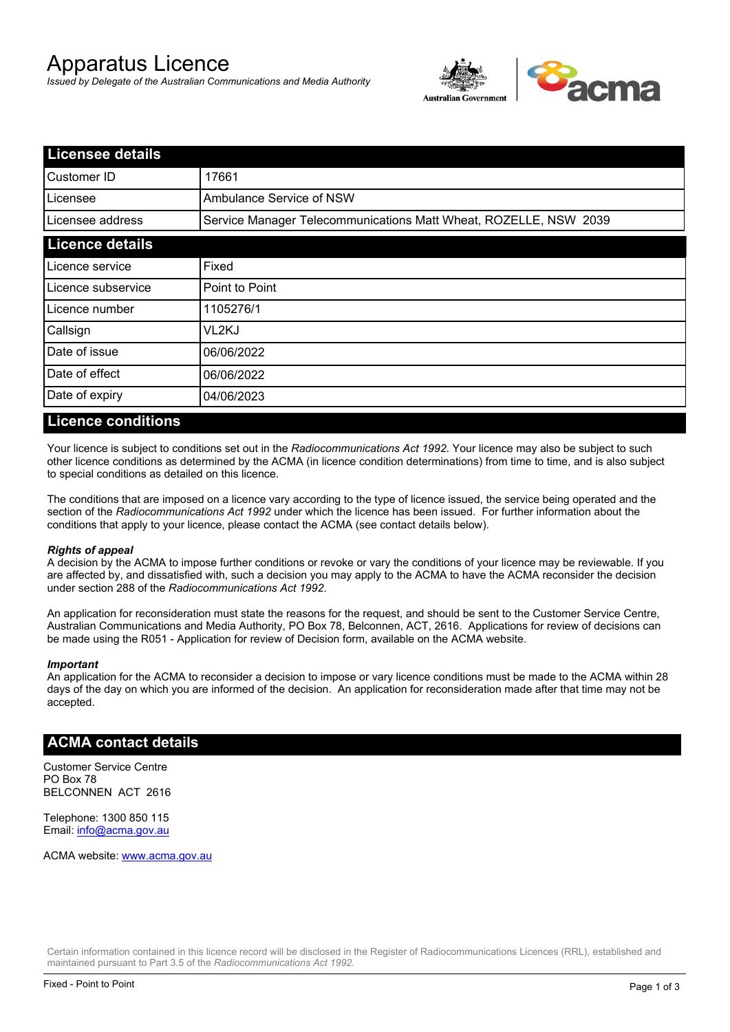# Apparatus Licence

*Issued by Delegate of the Australian Communications and Media Authority*

## Licensee details

| | |
|---|---|
| Customer ID | 17661 |
| Licensee | Ambulance Service of NSW |
| Licensee address | Service Manager Telecommunications Matt Wheat, ROZELLE, NSW 2039 |

## Licence details

| | |
|---|---|
| Licence service | Fixed |
| Licence subservice | Point to Point |
| Licence number | 1105276/1 |
| Callsign | VL2KJ |
| Date of issue | 06/06/2022 |
| Date of effect | 06/06/2022 |
| Date of expiry | 04/06/2023 |

## Licence conditions

Your licence is subject to conditions set out in the *Radiocommunications Act 1992*. Your licence may also be subject to such other licence conditions as determined by the ACMA (in licence condition determinations) from time to time, and is also subject to special conditions as detailed on this licence.

The conditions that are imposed on a licence vary according to the type of licence issued, the service being operated and the section of the *Radiocommunications Act 1992* under which the licence has been issued. For further information about the conditions that apply to your licence, please contact the ACMA (see contact details below).

***Rights of appeal***

A decision by the ACMA to impose further conditions or revoke or vary the conditions of your licence may be reviewable. If you are affected by, and dissatisfied with, such a decision you may apply to the ACMA to have the ACMA reconsider the decision under section 288 of the *Radiocommunications Act 1992*.

An application for reconsideration must state the reasons for the request, and should be sent to the Customer Service Centre, Australian Communications and Media Authority, PO Box 78, Belconnen, ACT, 2616. Applications for review of decisions can be made using the R051 - Application for review of Decision form, available on the ACMA website.

***Important***

An application for the ACMA to reconsider a decision to impose or vary licence conditions must be made to the ACMA within 28 days of the day on which you are informed of the decision. An application for reconsideration made after that time may not be accepted.

## ACMA contact details

Customer Service Centre
PO Box 78
BELCONNEN ACT 2616

Telephone: 1300 850 115
Email: info@acma.gov.au

ACMA website: www.acma.gov.au

Certain information contained in this licence record will be disclosed in the Register of Radiocommunications Licences (RRL), established and maintained pursuant to Part 3.5 of the *Radiocommunications Act 1992*.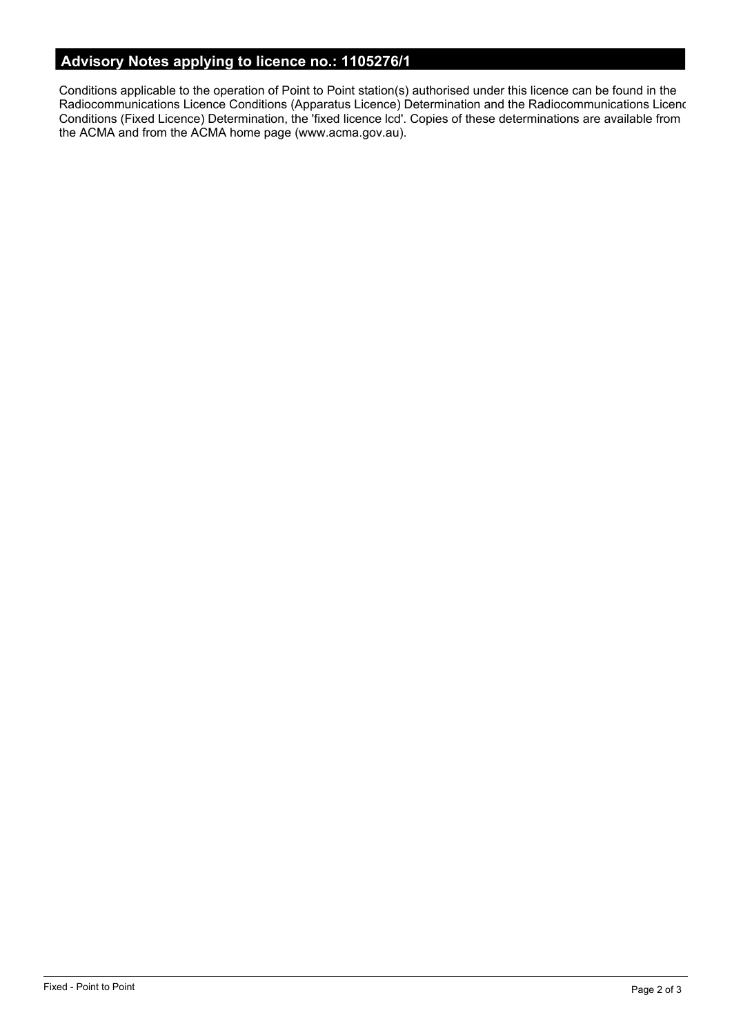## Advisory Notes applying to licence no.: 1105276/1

Conditions applicable to the operation of Point to Point station(s) authorised under this licence can be found in the Radiocommunications Licence Conditions (Apparatus Licence) Determination and the Radiocommunications Licence Conditions (Fixed Licence) Determination, the 'fixed licence lcd'. Copies of these determinations are available from the ACMA and from the ACMA home page (www.acma.gov.au).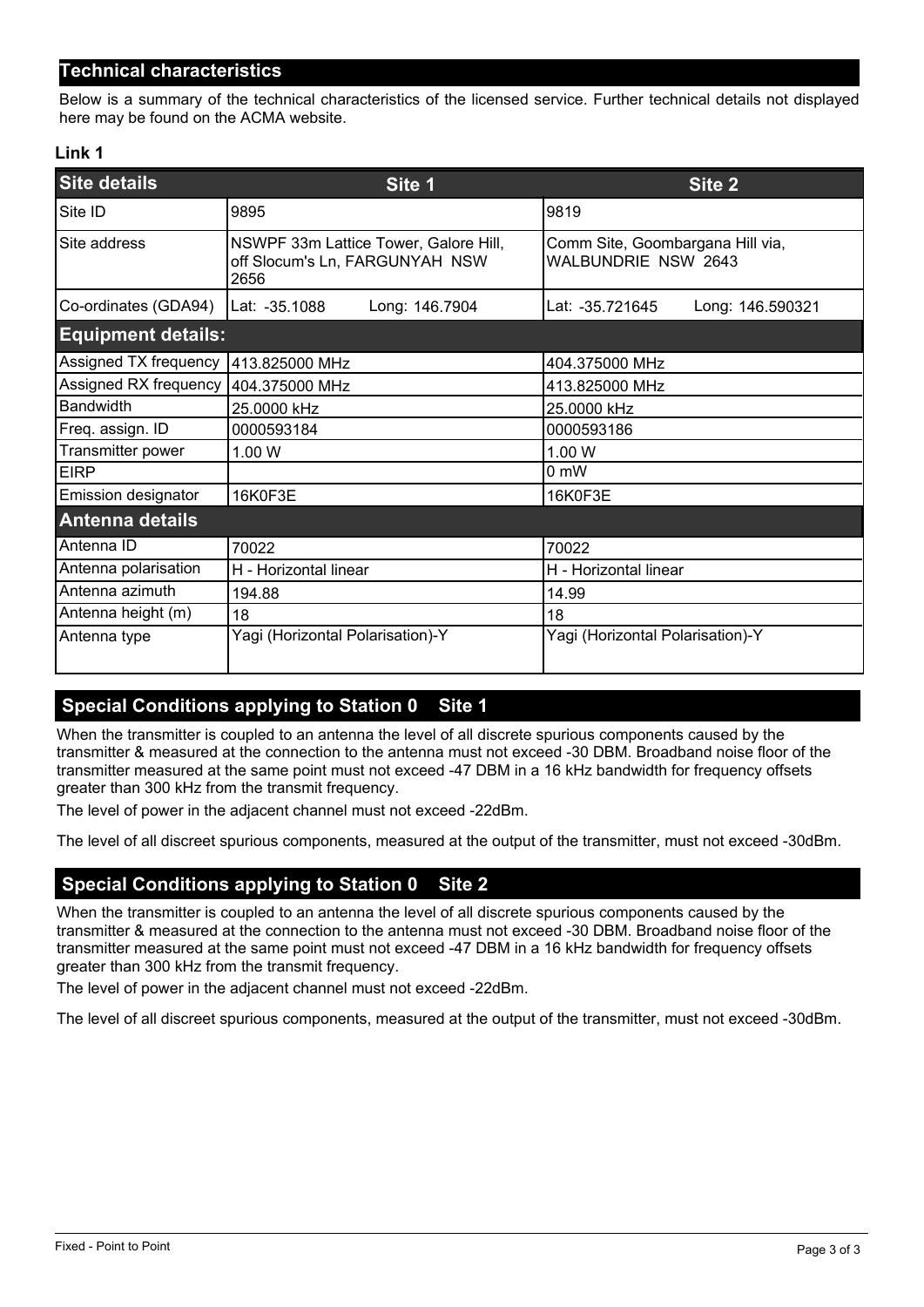## Technical characteristics

Below is a summary of the technical characteristics of the licensed service. Further technical details not displayed here may be found on the ACMA website.

**Link 1**

| Site details | Site 1 | Site 2 |
|---|---|---|
| Site ID | 9895 | 9819 |
| Site address | NSWPF 33m Lattice Tower, Galore Hill, off Slocum's Ln, FARGUNYAH NSW 2656 | Comm Site, Goombargana Hill via, WALBUNDRIE NSW 2643 |
| Co-ordinates (GDA94) | Lat: -35.1088 Long: 146.7904 | Lat: -35.721645 Long: 146.590321 |
| **Equipment details:** | | |
| Assigned TX frequency | 413.825000 MHz | 404.375000 MHz |
| Assigned RX frequency | 404.375000 MHz | 413.825000 MHz |
| Bandwidth | 25.0000 kHz | 25.0000 kHz |
| Freq. assign. ID | 0000593184 | 0000593186 |
| Transmitter power | 1.00 W | 1.00 W |
| EIRP | | 0 mW |
| Emission designator | 16K0F3E | 16K0F3E |
| **Antenna details** | | |
| Antenna ID | 70022 | 70022 |
| Antenna polarisation | H - Horizontal linear | H - Horizontal linear |
| Antenna azimuth | 194.88 | 14.99 |
| Antenna height (m) | 18 | 18 |
| Antenna type | Yagi (Horizontal Polarisation)-Y | Yagi (Horizontal Polarisation)-Y |

## Special Conditions applying to Station 0 Site 1

When the transmitter is coupled to an antenna the level of all discrete spurious components caused by the transmitter & measured at the connection to the antenna must not exceed -30 DBM. Broadband noise floor of the transmitter measured at the same point must not exceed -47 DBM in a 16 kHz bandwidth for frequency offsets greater than 300 kHz from the transmit frequency.

The level of power in the adjacent channel must not exceed -22dBm.

The level of all discreet spurious components, measured at the output of the transmitter, must not exceed -30dBm.

## Special Conditions applying to Station 0 Site 2

When the transmitter is coupled to an antenna the level of all discrete spurious components caused by the transmitter & measured at the connection to the antenna must not exceed -30 DBM. Broadband noise floor of the transmitter measured at the same point must not exceed -47 DBM in a 16 kHz bandwidth for frequency offsets greater than 300 kHz from the transmit frequency.

The level of power in the adjacent channel must not exceed -22dBm.

The level of all discreet spurious components, measured at the output of the transmitter, must not exceed -30dBm.

Fixed - Point to Point